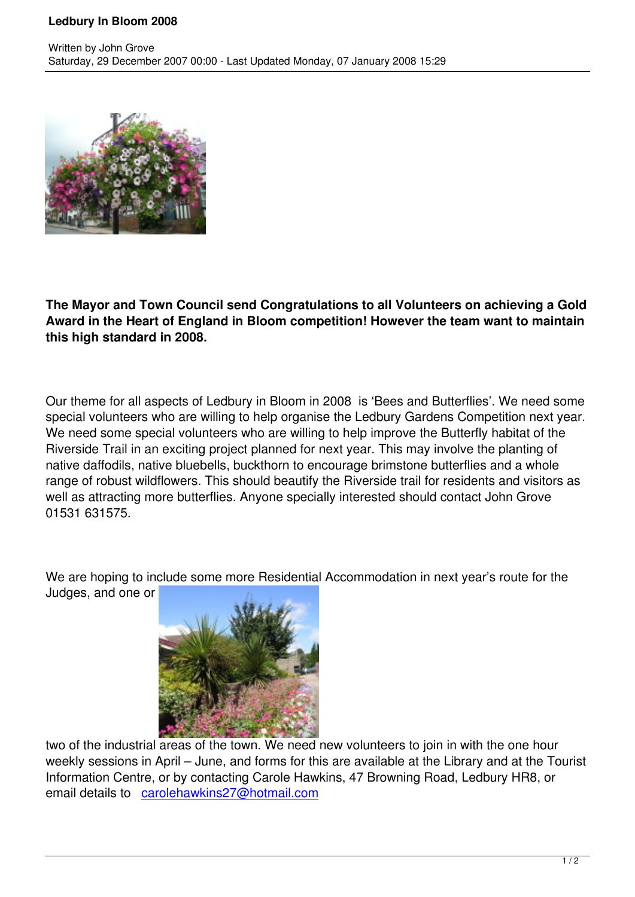# Ledbury In Bloom 2008

Written by John Grove
Saturday, 29 December 2007 00:00 - Last Updated Monday, 07 January 2008 15:29

**The Mayor and Town Council send Congratulations to all Volunteers on achieving a Gold Award in the Heart of England in Bloom competition! However the team want to maintain this high standard in 2008.**

Our theme for all aspects of Ledbury in Bloom in 2008 is 'Bees and Butterflies'. We need some special volunteers who are willing to help organise the Ledbury Gardens Competition next year. We need some special volunteers who are willing to help improve the Butterfly habitat of the Riverside Trail in an exciting project planned for next year. This may involve the planting of native daffodils, native bluebells, buckthorn to encourage brimstone butterflies and a whole range of robust wildflowers. This should beautify the Riverside trail for residents and visitors as well as attracting more butterflies. Anyone specially interested should contact John Grove 01531 631575.

We are hoping to include some more Residential Accommodation in next year's route for the Judges, and one or two of the industrial areas of the town. We need new volunteers to join in with the one hour weekly sessions in April – June, and forms for this are available at the Library and at the Tourist Information Centre, or by contacting Carole Hawkins, 47 Browning Road, Ledbury HR8, or email details to carolehawkins27@hotmail.com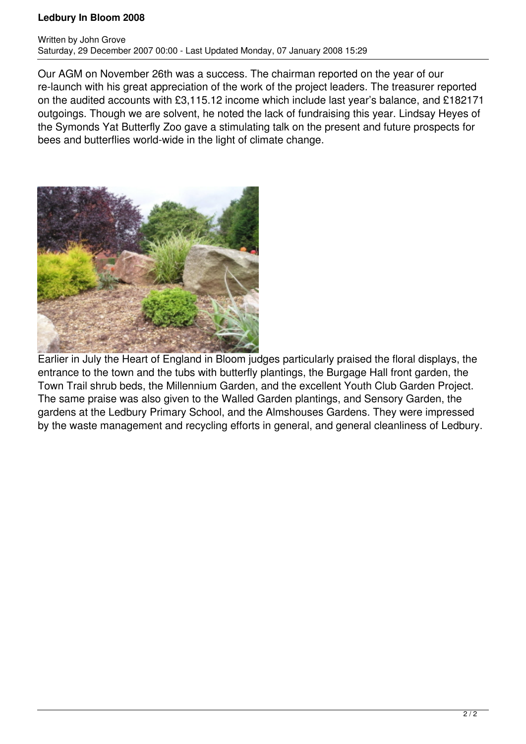Our AGM on November 26th was a success. The chairman reported on the year of our re-launch with his great appreciation of the work of the project leaders. The treasurer reported on the audited accounts with £3,115.12 income which include last year's balance, and £182171 outgoings. Though we are solvent, he noted the lack of fundraising this year. Lindsay Heyes of the Symonds Yat Butterfly Zoo gave a stimulating talk on the present and future prospects for bees and butterflies world-wide in the light of climate change.

Earlier in July the Heart of England in Bloom judges particularly praised the floral displays, the entrance to the town and the tubs with butterfly plantings, the Burgage Hall front garden, the Town Trail shrub beds, the Millennium Garden, and the excellent Youth Club Garden Project. The same praise was also given to the Walled Garden plantings, and Sensory Garden, the gardens at the Ledbury Primary School, and the Almshouses Gardens. They were impressed by the waste management and recycling efforts in general, and general cleanliness of Ledbury.